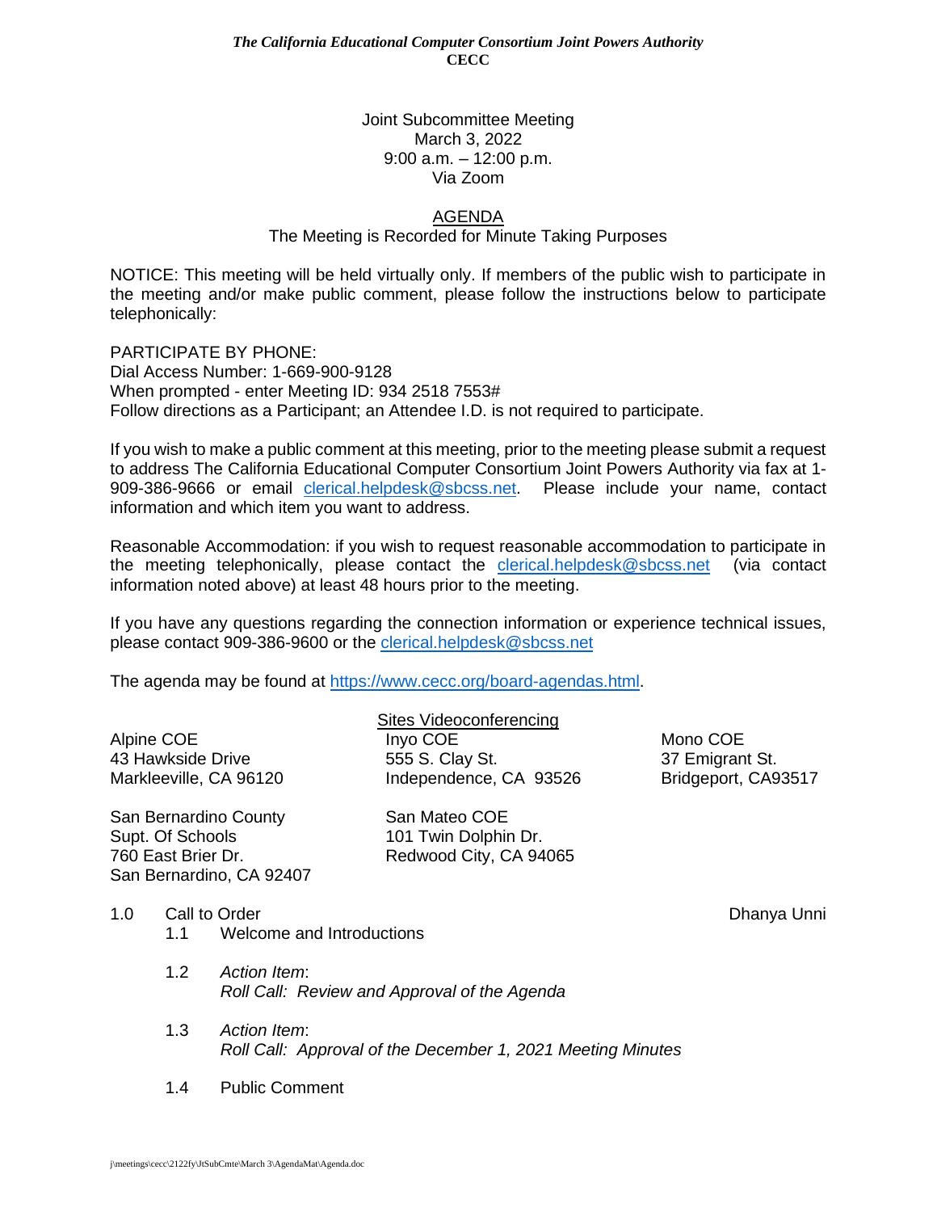***The California Educational Computer Consortium Joint Powers Authority***
**CECC**

Joint Subcommittee Meeting
March 3, 2022
9:00 a.m. – 12:00 p.m.
Via Zoom

AGENDA
The Meeting is Recorded for Minute Taking Purposes

NOTICE: This meeting will be held virtually only. If members of the public wish to participate in the meeting and/or make public comment, please follow the instructions below to participate telephonically:

PARTICIPATE BY PHONE:
Dial Access Number: 1-669-900-9128
When prompted - enter Meeting ID: 934 2518 7553#
Follow directions as a Participant; an Attendee I.D. is not required to participate.

If you wish to make a public comment at this meeting, prior to the meeting please submit a request to address The California Educational Computer Consortium Joint Powers Authority via fax at 1-909-386-9666 or email clerical.helpdesk@sbcss.net. Please include your name, contact information and which item you want to address.

Reasonable Accommodation: if you wish to request reasonable accommodation to participate in the meeting telephonically, please contact the clerical.helpdesk@sbcss.net (via contact information noted above) at least 48 hours prior to the meeting.

If you have any questions regarding the connection information or experience technical issues, please contact 909-386-9600 or the clerical.helpdesk@sbcss.net

The agenda may be found at https://www.cecc.org/board-agendas.html.

Sites Videoconferencing

Alpine COE
43 Hawkside Drive
Markleeville, CA 96120

Inyo COE
555 S. Clay St.
Independence, CA 93526

Mono COE
37 Emigrant St.
Bridgeport, CA93517

San Bernardino County
Supt. Of Schools
760 East Brier Dr.
San Bernardino, CA 92407

San Mateo COE
101 Twin Dolphin Dr.
Redwood City, CA 94065

1.0 Call to Order — Dhanya Unni

- 1.1 Welcome and Introductions
- 1.2 *Action Item*:
  *Roll Call: Review and Approval of the Agenda*
- 1.3 *Action Item*:
  *Roll Call: Approval of the December 1, 2021 Meeting Minutes*
- 1.4 Public Comment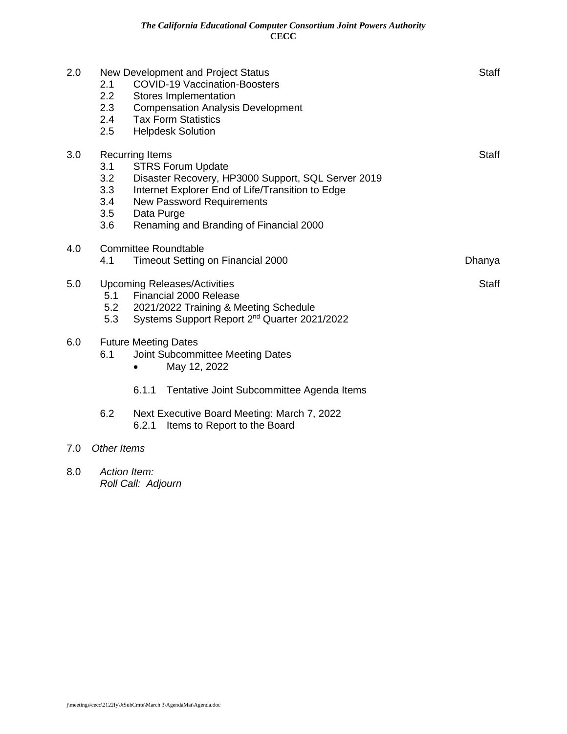*The California Educational Computer Consortium Joint Powers Authority*
**CECC**

2.0 New Development and Project Status — Staff

- 2.1 COVID-19 Vaccination-Boosters
- 2.2 Stores Implementation
- 2.3 Compensation Analysis Development
- 2.4 Tax Form Statistics
- 2.5 Helpdesk Solution

3.0 Recurring Items — Staff

- 3.1 STRS Forum Update
- 3.2 Disaster Recovery, HP3000 Support, SQL Server 2019
- 3.3 Internet Explorer End of Life/Transition to Edge
- 3.4 New Password Requirements
- 3.5 Data Purge
- 3.6 Renaming and Branding of Financial 2000

4.0 Committee Roundtable

- 4.1 Timeout Setting on Financial 2000 — Dhanya

5.0 Upcoming Releases/Activities — Staff

- 5.1 Financial 2000 Release
- 5.2 2021/2022 Training & Meeting Schedule
- 5.3 Systems Support Report 2nd Quarter 2021/2022

6.0 Future Meeting Dates

- 6.1 Joint Subcommittee Meeting Dates
  - May 12, 2022

  6.1.1 Tentative Joint Subcommittee Agenda Items

- 6.2 Next Executive Board Meeting: March 7, 2022
  - 6.2.1 Items to Report to the Board

7.0 *Other Items*

8.0 *Action Item:*
*Roll Call: Adjourn*

j\meetings\cecc\2122fy\JtSubCmte\March 3\AgendaMat\Agenda.doc